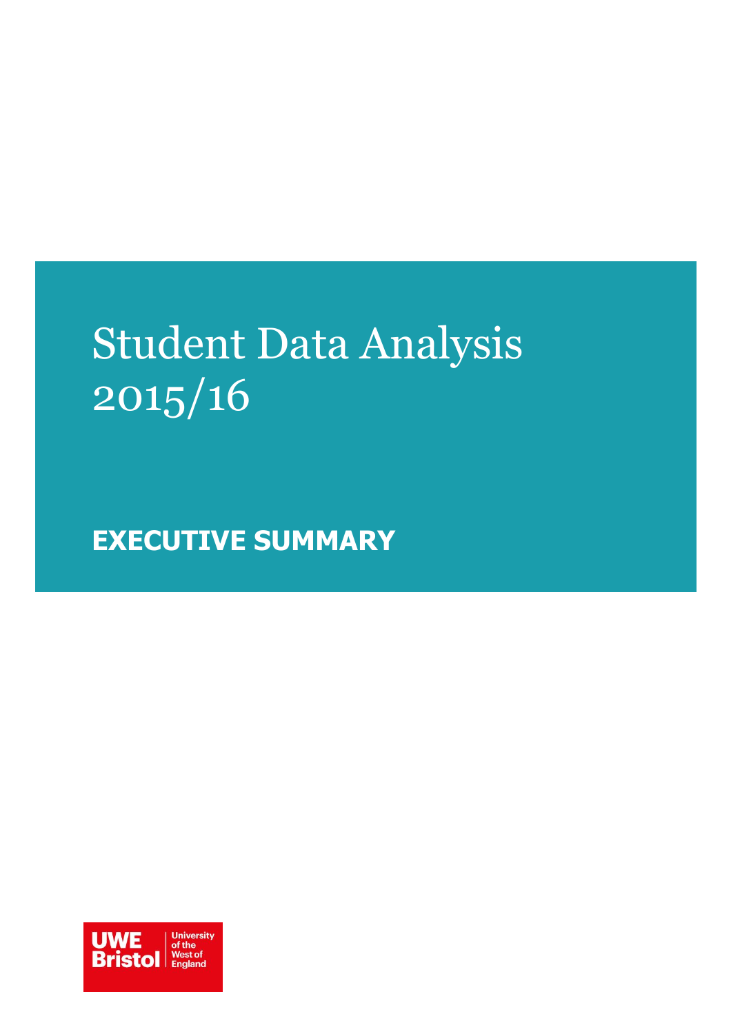# Student Data Analysis 2015/16

## EXECUTIVE SUMMARY

UWE Bristol | University of the West of England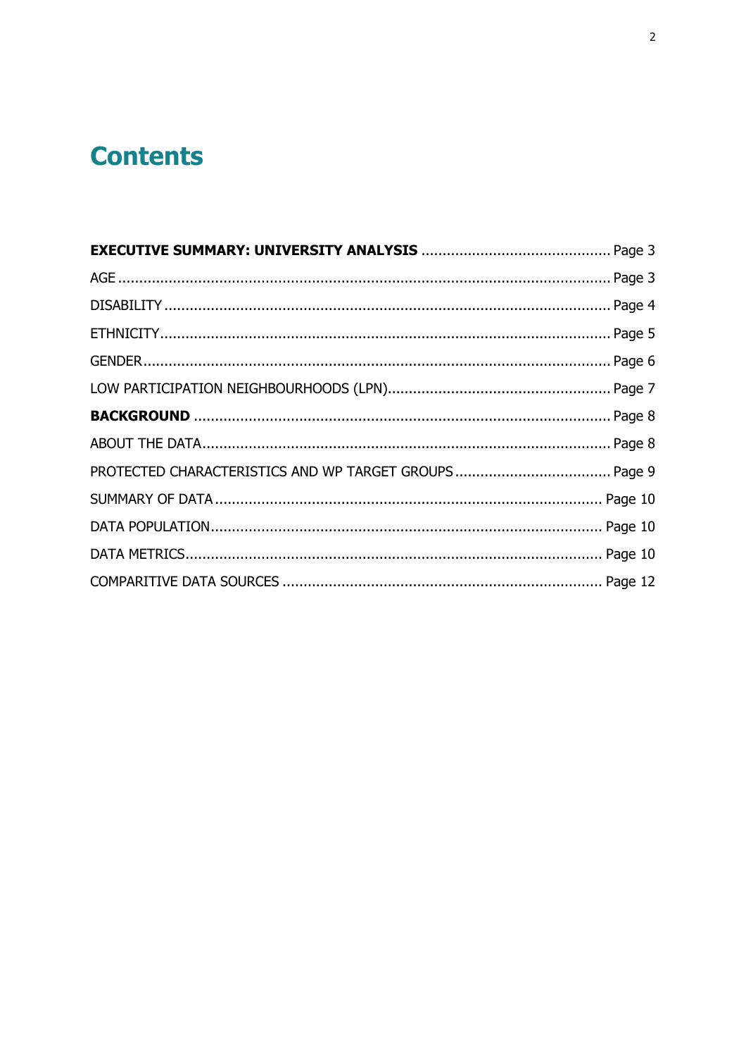# Contents

**EXECUTIVE SUMMARY: UNIVERSITY ANALYSIS** ............................................ Page 3

AGE ................................................................................................................. Page 3

DISABILITY ...................................................................................................... Page 4

ETHNICITY ........................................................................................................ Page 5

GENDER ............................................................................................................ Page 6

LOW PARTICIPATION NEIGHBOURHOODS (LPN) ..................................................... Page 7

**BACKGROUND** ................................................................................................ Page 8

ABOUT THE DATA .............................................................................................. Page 8

PROTECTED CHARACTERISTICS AND WP TARGET GROUPS ..................................... Page 9

SUMMARY OF DATA ........................................................................................... Page 10

DATA POPULATION ............................................................................................ Page 10

DATA METRICS .................................................................................................. Page 10

COMPARITIVE DATA SOURCES ........................................................................... Page 12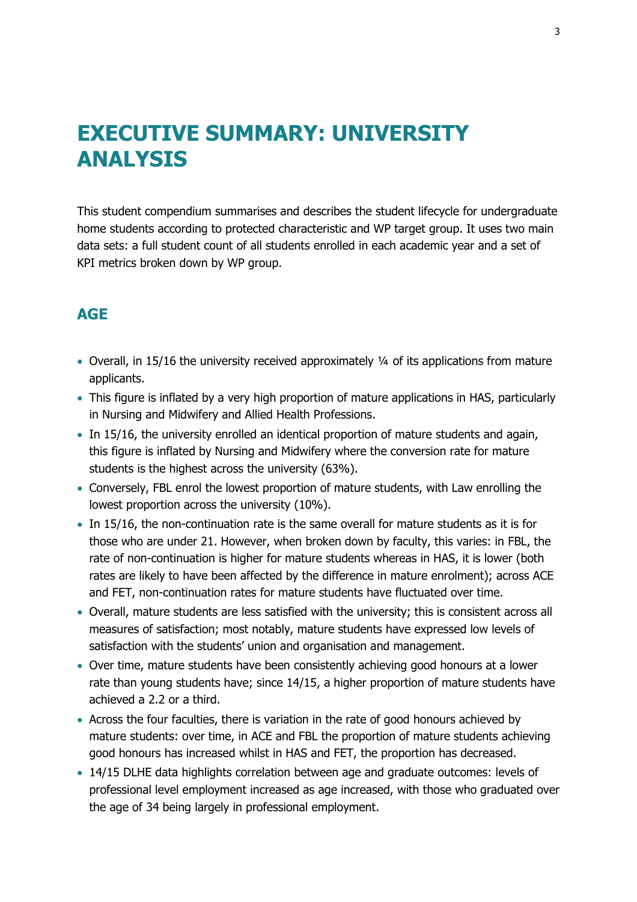# EXECUTIVE SUMMARY: UNIVERSITY ANALYSIS

This student compendium summarises and describes the student lifecycle for undergraduate home students according to protected characteristic and WP target group. It uses two main data sets: a full student count of all students enrolled in each academic year and a set of KPI metrics broken down by WP group.

## AGE

- Overall, in 15/16 the university received approximately ¼ of its applications from mature applicants.
- This figure is inflated by a very high proportion of mature applications in HAS, particularly in Nursing and Midwifery and Allied Health Professions.
- In 15/16, the university enrolled an identical proportion of mature students and again, this figure is inflated by Nursing and Midwifery where the conversion rate for mature students is the highest across the university (63%).
- Conversely, FBL enrol the lowest proportion of mature students, with Law enrolling the lowest proportion across the university (10%).
- In 15/16, the non-continuation rate is the same overall for mature students as it is for those who are under 21. However, when broken down by faculty, this varies: in FBL, the rate of non-continuation is higher for mature students whereas in HAS, it is lower (both rates are likely to have been affected by the difference in mature enrolment); across ACE and FET, non-continuation rates for mature students have fluctuated over time.
- Overall, mature students are less satisfied with the university; this is consistent across all measures of satisfaction; most notably, mature students have expressed low levels of satisfaction with the students' union and organisation and management.
- Over time, mature students have been consistently achieving good honours at a lower rate than young students have; since 14/15, a higher proportion of mature students have achieved a 2.2 or a third.
- Across the four faculties, there is variation in the rate of good honours achieved by mature students: over time, in ACE and FBL the proportion of mature students achieving good honours has increased whilst in HAS and FET, the proportion has decreased.
- 14/15 DLHE data highlights correlation between age and graduate outcomes: levels of professional level employment increased as age increased, with those who graduated over the age of 34 being largely in professional employment.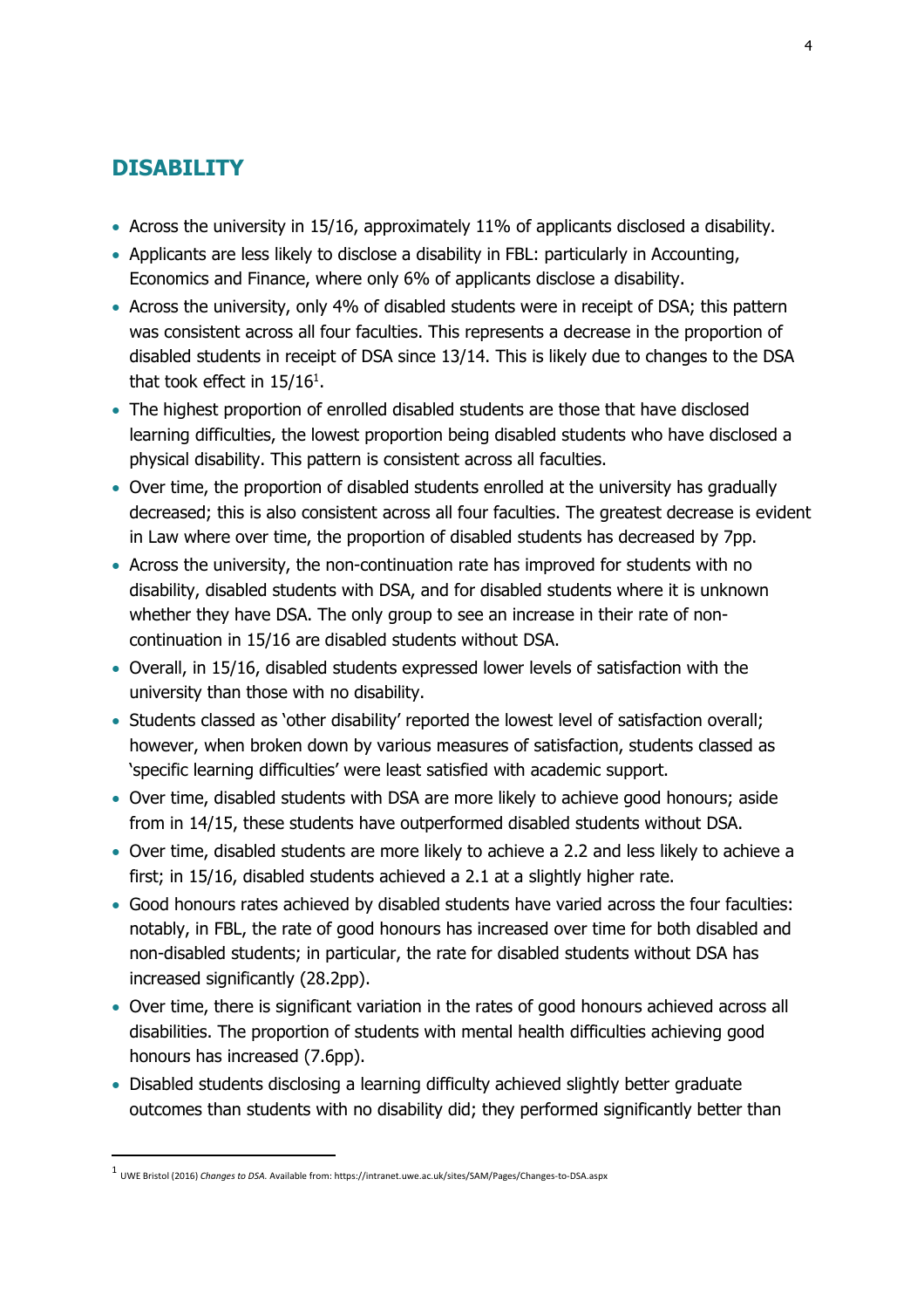## DISABILITY

- Across the university in 15/16, approximately 11% of applicants disclosed a disability.
- Applicants are less likely to disclose a disability in FBL: particularly in Accounting, Economics and Finance, where only 6% of applicants disclose a disability.
- Across the university, only 4% of disabled students were in receipt of DSA; this pattern was consistent across all four faculties. This represents a decrease in the proportion of disabled students in receipt of DSA since 13/14. This is likely due to changes to the DSA that took effect in 15/16[1].
- The highest proportion of enrolled disabled students are those that have disclosed learning difficulties, the lowest proportion being disabled students who have disclosed a physical disability. This pattern is consistent across all faculties.
- Over time, the proportion of disabled students enrolled at the university has gradually decreased; this is also consistent across all four faculties. The greatest decrease is evident in Law where over time, the proportion of disabled students has decreased by 7pp.
- Across the university, the non-continuation rate has improved for students with no disability, disabled students with DSA, and for disabled students where it is unknown whether they have DSA. The only group to see an increase in their rate of non-continuation in 15/16 are disabled students without DSA.
- Overall, in 15/16, disabled students expressed lower levels of satisfaction with the university than those with no disability.
- Students classed as 'other disability' reported the lowest level of satisfaction overall; however, when broken down by various measures of satisfaction, students classed as 'specific learning difficulties' were least satisfied with academic support.
- Over time, disabled students with DSA are more likely to achieve good honours; aside from in 14/15, these students have outperformed disabled students without DSA.
- Over time, disabled students are more likely to achieve a 2.2 and less likely to achieve a first; in 15/16, disabled students achieved a 2.1 at a slightly higher rate.
- Good honours rates achieved by disabled students have varied across the four faculties: notably, in FBL, the rate of good honours has increased over time for both disabled and non-disabled students; in particular, the rate for disabled students without DSA has increased significantly (28.2pp).
- Over time, there is significant variation in the rates of good honours achieved across all disabilities. The proportion of students with mental health difficulties achieving good honours has increased (7.6pp).
- Disabled students disclosing a learning difficulty achieved slightly better graduate outcomes than students with no disability did; they performed significantly better than

---

[1] UWE Bristol (2016) *Changes to DSA*. Available from: https://intranet.uwe.ac.uk/sites/SAM/Pages/Changes-to-DSA.aspx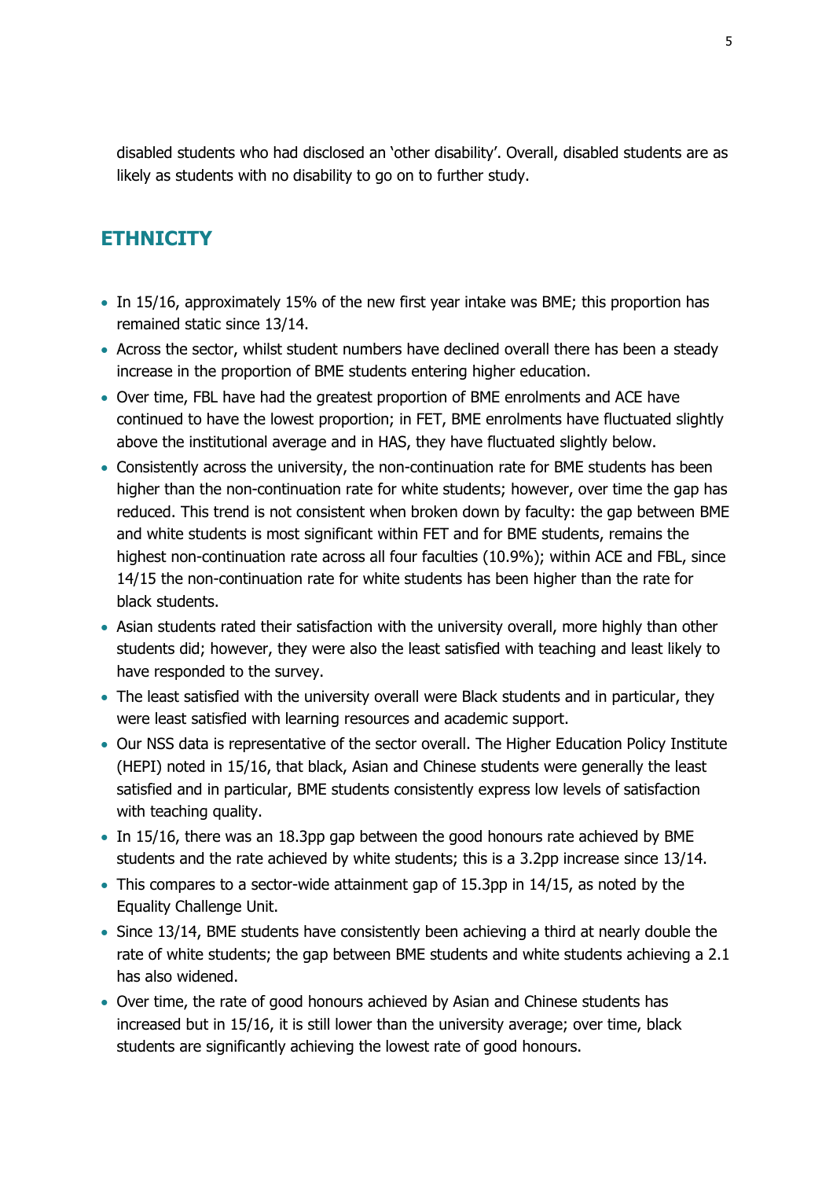disabled students who had disclosed an 'other disability'. Overall, disabled students are as likely as students with no disability to go on to further study.

## ETHNICITY

- In 15/16, approximately 15% of the new first year intake was BME; this proportion has remained static since 13/14.
- Across the sector, whilst student numbers have declined overall there has been a steady increase in the proportion of BME students entering higher education.
- Over time, FBL have had the greatest proportion of BME enrolments and ACE have continued to have the lowest proportion; in FET, BME enrolments have fluctuated slightly above the institutional average and in HAS, they have fluctuated slightly below.
- Consistently across the university, the non-continuation rate for BME students has been higher than the non-continuation rate for white students; however, over time the gap has reduced. This trend is not consistent when broken down by faculty: the gap between BME and white students is most significant within FET and for BME students, remains the highest non-continuation rate across all four faculties (10.9%); within ACE and FBL, since 14/15 the non-continuation rate for white students has been higher than the rate for black students.
- Asian students rated their satisfaction with the university overall, more highly than other students did; however, they were also the least satisfied with teaching and least likely to have responded to the survey.
- The least satisfied with the university overall were Black students and in particular, they were least satisfied with learning resources and academic support.
- Our NSS data is representative of the sector overall. The Higher Education Policy Institute (HEPI) noted in 15/16, that black, Asian and Chinese students were generally the least satisfied and in particular, BME students consistently express low levels of satisfaction with teaching quality.
- In 15/16, there was an 18.3pp gap between the good honours rate achieved by BME students and the rate achieved by white students; this is a 3.2pp increase since 13/14.
- This compares to a sector-wide attainment gap of 15.3pp in 14/15, as noted by the Equality Challenge Unit.
- Since 13/14, BME students have consistently been achieving a third at nearly double the rate of white students; the gap between BME students and white students achieving a 2.1 has also widened.
- Over time, the rate of good honours achieved by Asian and Chinese students has increased but in 15/16, it is still lower than the university average; over time, black students are significantly achieving the lowest rate of good honours.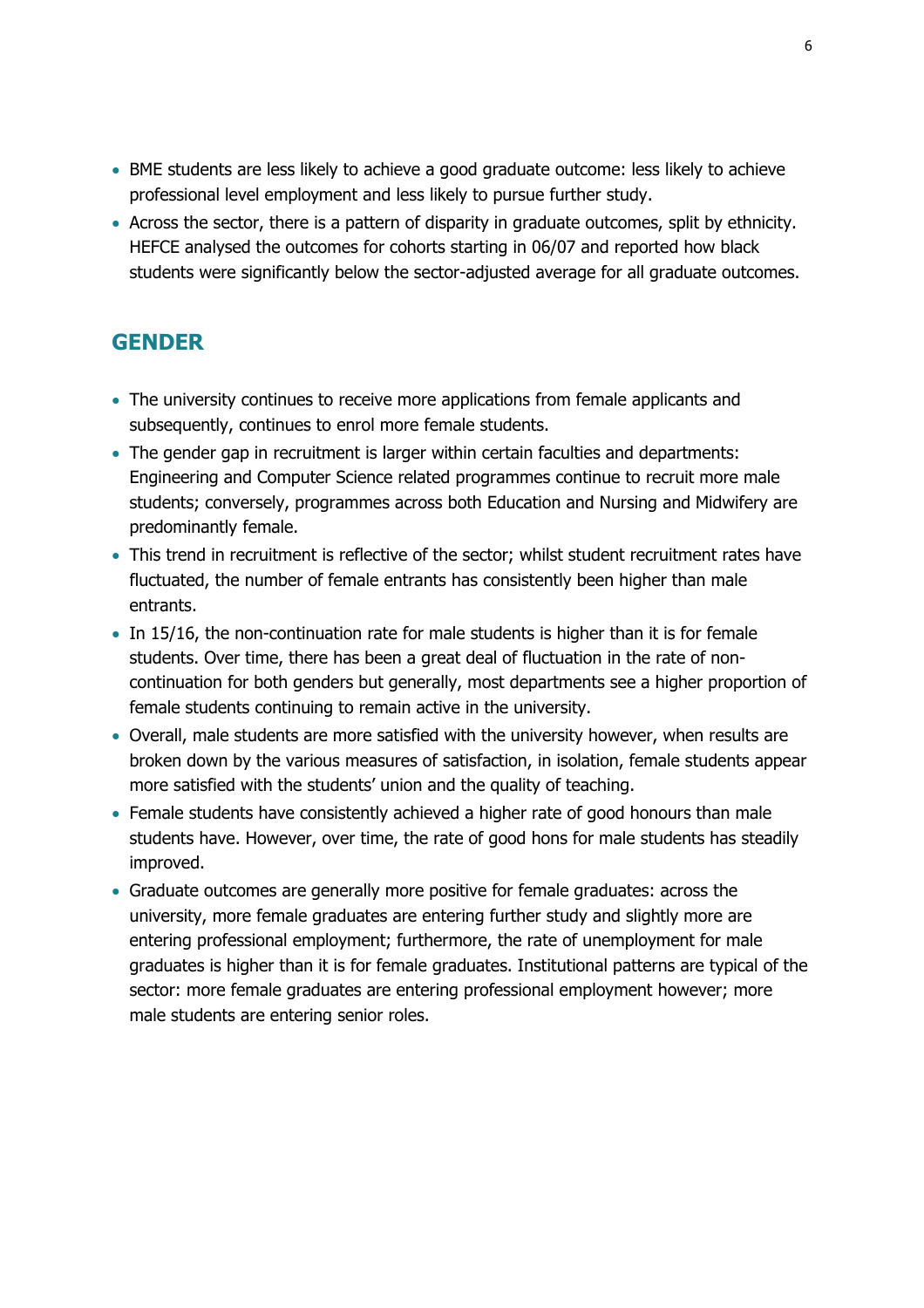- BME students are less likely to achieve a good graduate outcome: less likely to achieve professional level employment and less likely to pursue further study.
- Across the sector, there is a pattern of disparity in graduate outcomes, split by ethnicity. HEFCE analysed the outcomes for cohorts starting in 06/07 and reported how black students were significantly below the sector-adjusted average for all graduate outcomes.

## GENDER

- The university continues to receive more applications from female applicants and subsequently, continues to enrol more female students.
- The gender gap in recruitment is larger within certain faculties and departments: Engineering and Computer Science related programmes continue to recruit more male students; conversely, programmes across both Education and Nursing and Midwifery are predominantly female.
- This trend in recruitment is reflective of the sector; whilst student recruitment rates have fluctuated, the number of female entrants has consistently been higher than male entrants.
- In 15/16, the non-continuation rate for male students is higher than it is for female students. Over time, there has been a great deal of fluctuation in the rate of non-continuation for both genders but generally, most departments see a higher proportion of female students continuing to remain active in the university.
- Overall, male students are more satisfied with the university however, when results are broken down by the various measures of satisfaction, in isolation, female students appear more satisfied with the students' union and the quality of teaching.
- Female students have consistently achieved a higher rate of good honours than male students have. However, over time, the rate of good hons for male students has steadily improved.
- Graduate outcomes are generally more positive for female graduates: across the university, more female graduates are entering further study and slightly more are entering professional employment; furthermore, the rate of unemployment for male graduates is higher than it is for female graduates. Institutional patterns are typical of the sector: more female graduates are entering professional employment however; more male students are entering senior roles.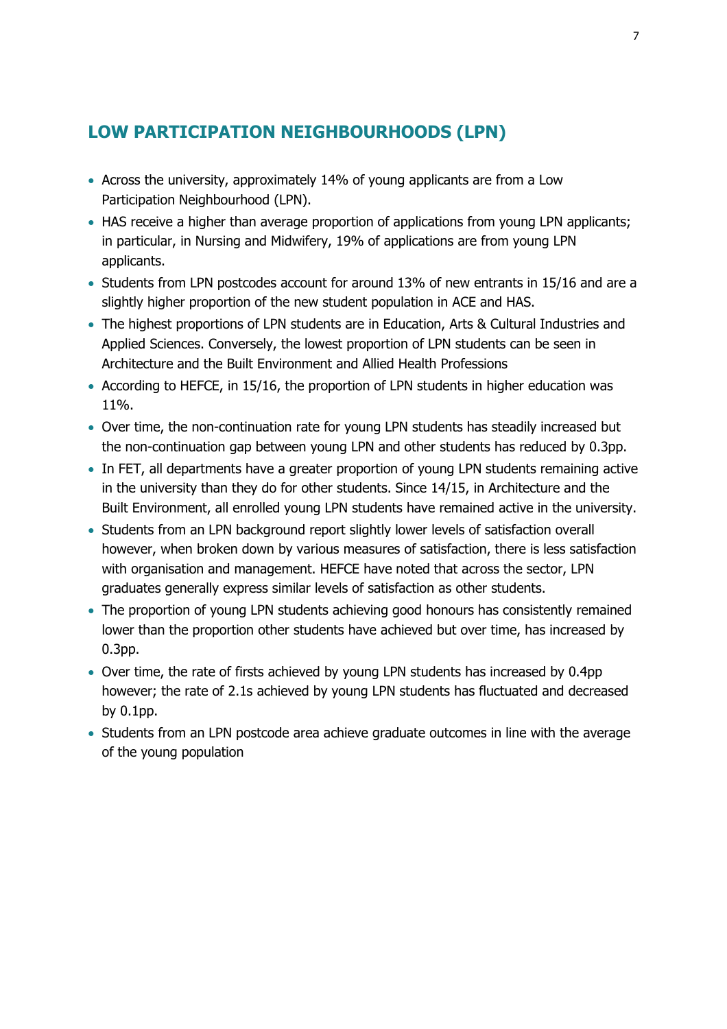## LOW PARTICIPATION NEIGHBOURHOODS (LPN)

- Across the university, approximately 14% of young applicants are from a Low Participation Neighbourhood (LPN).
- HAS receive a higher than average proportion of applications from young LPN applicants; in particular, in Nursing and Midwifery, 19% of applications are from young LPN applicants.
- Students from LPN postcodes account for around 13% of new entrants in 15/16 and are a slightly higher proportion of the new student population in ACE and HAS.
- The highest proportions of LPN students are in Education, Arts & Cultural Industries and Applied Sciences. Conversely, the lowest proportion of LPN students can be seen in Architecture and the Built Environment and Allied Health Professions
- According to HEFCE, in 15/16, the proportion of LPN students in higher education was 11%.
- Over time, the non-continuation rate for young LPN students has steadily increased but the non-continuation gap between young LPN and other students has reduced by 0.3pp.
- In FET, all departments have a greater proportion of young LPN students remaining active in the university than they do for other students. Since 14/15, in Architecture and the Built Environment, all enrolled young LPN students have remained active in the university.
- Students from an LPN background report slightly lower levels of satisfaction overall however, when broken down by various measures of satisfaction, there is less satisfaction with organisation and management. HEFCE have noted that across the sector, LPN graduates generally express similar levels of satisfaction as other students.
- The proportion of young LPN students achieving good honours has consistently remained lower than the proportion other students have achieved but over time, has increased by 0.3pp.
- Over time, the rate of firsts achieved by young LPN students has increased by 0.4pp however; the rate of 2.1s achieved by young LPN students has fluctuated and decreased by 0.1pp.
- Students from an LPN postcode area achieve graduate outcomes in line with the average of the young population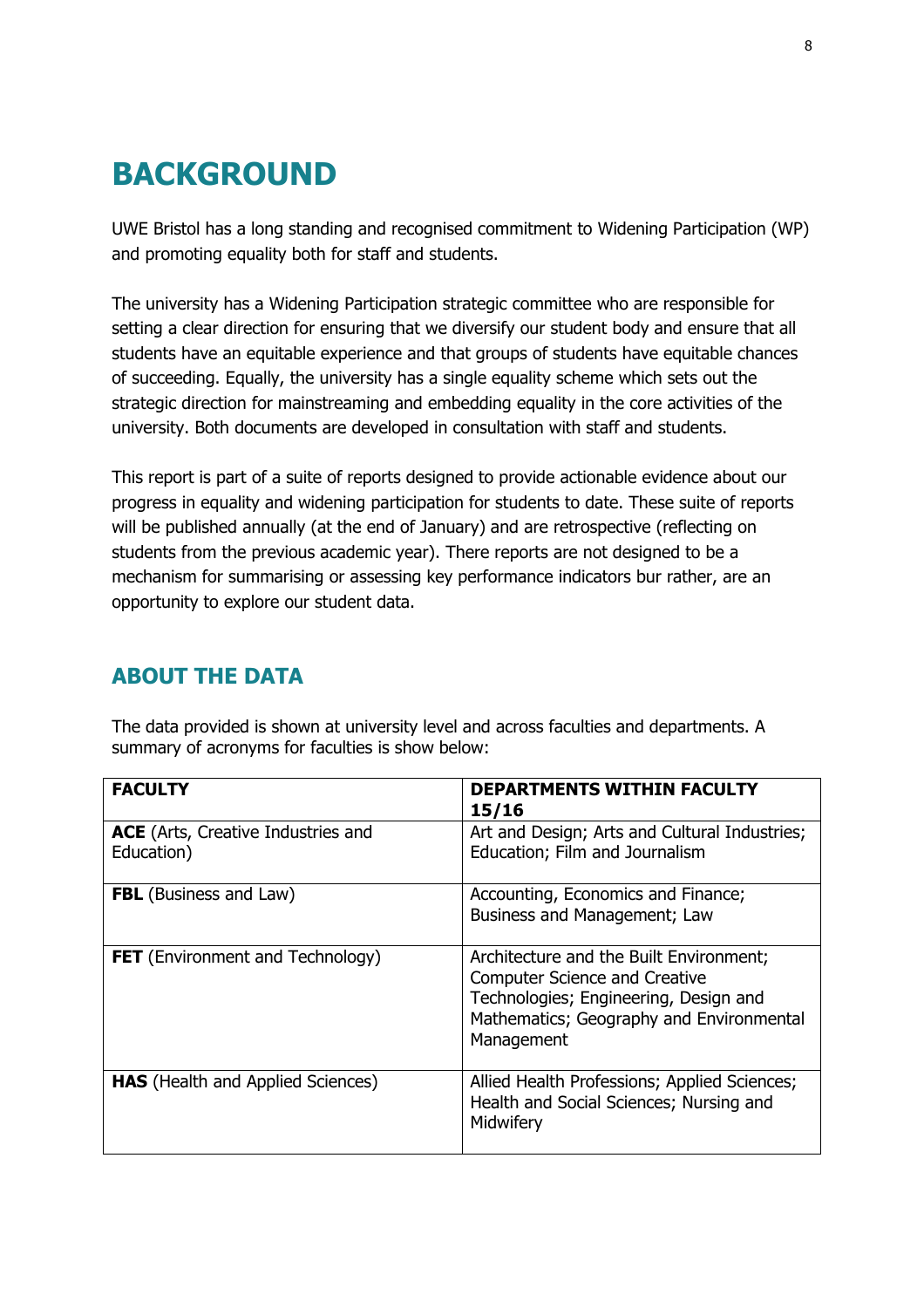# BACKGROUND

UWE Bristol has a long standing and recognised commitment to Widening Participation (WP) and promoting equality both for staff and students.

The university has a Widening Participation strategic committee who are responsible for setting a clear direction for ensuring that we diversify our student body and ensure that all students have an equitable experience and that groups of students have equitable chances of succeeding. Equally, the university has a single equality scheme which sets out the strategic direction for mainstreaming and embedding equality in the core activities of the university. Both documents are developed in consultation with staff and students.

This report is part of a suite of reports designed to provide actionable evidence about our progress in equality and widening participation for students to date. These suite of reports will be published annually (at the end of January) and are retrospective (reflecting on students from the previous academic year). There reports are not designed to be a mechanism for summarising or assessing key performance indicators bur rather, are an opportunity to explore our student data.

## ABOUT THE DATA

The data provided is shown at university level and across faculties and departments. A summary of acronyms for faculties is show below:

| FACULTY | DEPARTMENTS WITHIN FACULTY 15/16 |
|---|---|
| **ACE** (Arts, Creative Industries and Education) | Art and Design; Arts and Cultural Industries; Education; Film and Journalism |
| **FBL** (Business and Law) | Accounting, Economics and Finance; Business and Management; Law |
| **FET** (Environment and Technology) | Architecture and the Built Environment; Computer Science and Creative Technologies; Engineering, Design and Mathematics; Geography and Environmental Management |
| **HAS** (Health and Applied Sciences) | Allied Health Professions; Applied Sciences; Health and Social Sciences; Nursing and Midwifery |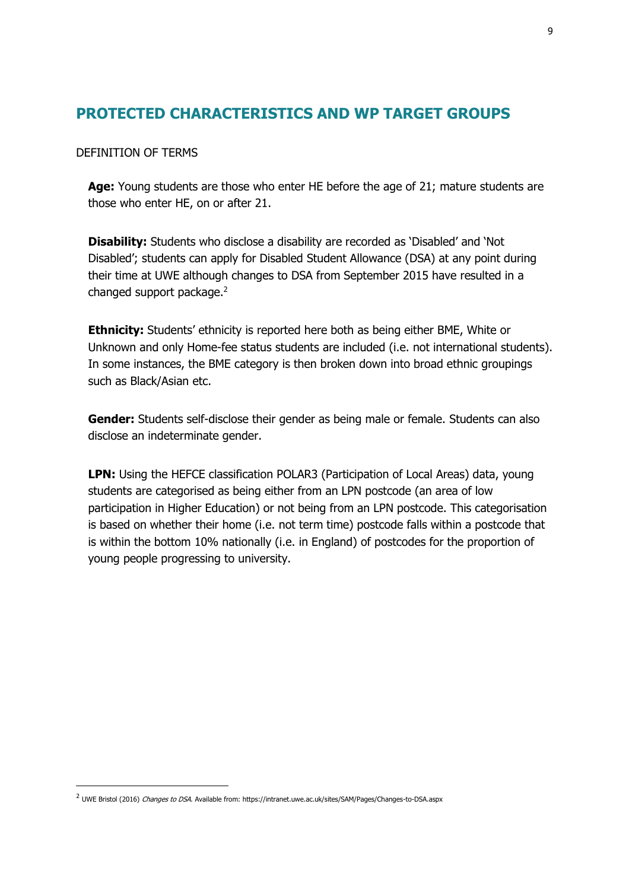## PROTECTED CHARACTERISTICS AND WP TARGET GROUPS

DEFINITION OF TERMS

**Age:** Young students are those who enter HE before the age of 21; mature students are those who enter HE, on or after 21.

**Disability:** Students who disclose a disability are recorded as 'Disabled' and 'Not Disabled'; students can apply for Disabled Student Allowance (DSA) at any point during their time at UWE although changes to DSA from September 2015 have resulted in a changed support package.[2]

**Ethnicity:** Students' ethnicity is reported here both as being either BME, White or Unknown and only Home-fee status students are included (i.e. not international students). In some instances, the BME category is then broken down into broad ethnic groupings such as Black/Asian etc.

**Gender:** Students self-disclose their gender as being male or female. Students can also disclose an indeterminate gender.

**LPN:** Using the HEFCE classification POLAR3 (Participation of Local Areas) data, young students are categorised as being either from an LPN postcode (an area of low participation in Higher Education) or not being from an LPN postcode. This categorisation is based on whether their home (i.e. not term time) postcode falls within a postcode that is within the bottom 10% nationally (i.e. in England) of postcodes for the proportion of young people progressing to university.

---

[2] UWE Bristol (2016) *Changes to DSA*. Available from: https://intranet.uwe.ac.uk/sites/SAM/Pages/Changes-to-DSA.aspx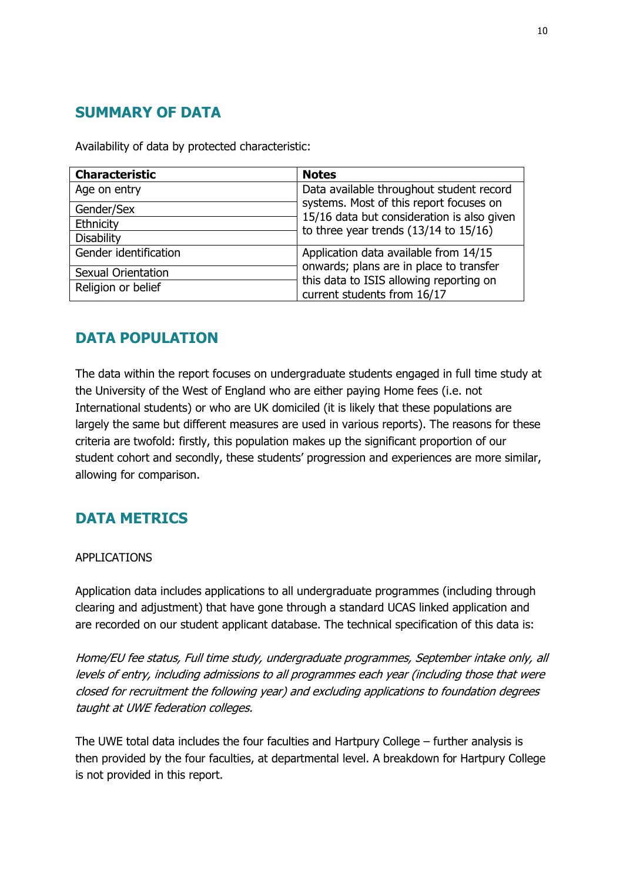## SUMMARY OF DATA

Availability of data by protected characteristic:

| Characteristic | Notes |
|---|---|
| Age on entry | Data available throughout student record systems. Most of this report focuses on 15/16 data but consideration is also given to three year trends (13/14 to 15/16) |
| Gender/Sex | |
| Ethnicity | |
| Disability | |
| Gender identification | Application data available from 14/15 onwards; plans are in place to transfer this data to ISIS allowing reporting on current students from 16/17 |
| Sexual Orientation | |
| Religion or belief | |

## DATA POPULATION

The data within the report focuses on undergraduate students engaged in full time study at the University of the West of England who are either paying Home fees (i.e. not International students) or who are UK domiciled (it is likely that these populations are largely the same but different measures are used in various reports). The reasons for these criteria are twofold: firstly, this population makes up the significant proportion of our student cohort and secondly, these students' progression and experiences are more similar, allowing for comparison.

## DATA METRICS

APPLICATIONS

Application data includes applications to all undergraduate programmes (including through clearing and adjustment) that have gone through a standard UCAS linked application and are recorded on our student applicant database. The technical specification of this data is:

*Home/EU fee status, Full time study, undergraduate programmes, September intake only, all levels of entry, including admissions to all programmes each year (including those that were closed for recruitment the following year) and excluding applications to foundation degrees taught at UWE federation colleges.*

The UWE total data includes the four faculties and Hartpury College – further analysis is then provided by the four faculties, at departmental level. A breakdown for Hartpury College is not provided in this report.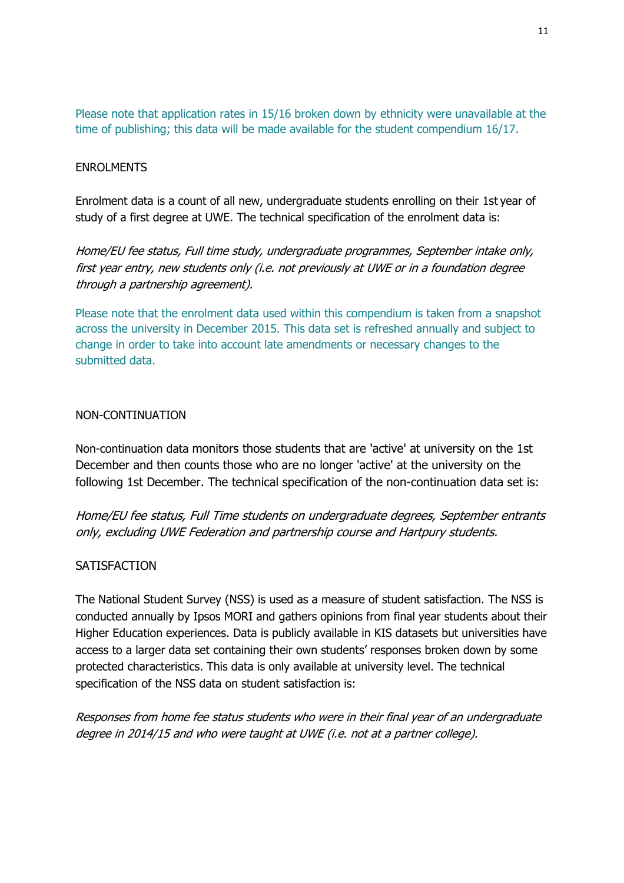Please note that application rates in 15/16 broken down by ethnicity were unavailable at the time of publishing; this data will be made available for the student compendium 16/17.

## ENROLMENTS

Enrolment data is a count of all new, undergraduate students enrolling on their 1st year of study of a first degree at UWE. The technical specification of the enrolment data is:

*Home/EU fee status, Full time study, undergraduate programmes, September intake only, first year entry, new students only (i.e. not previously at UWE or in a foundation degree through a partnership agreement).*

Please note that the enrolment data used within this compendium is taken from a snapshot across the university in December 2015. This data set is refreshed annually and subject to change in order to take into account late amendments or necessary changes to the submitted data.

## NON-CONTINUATION

Non-continuation data monitors those students that are 'active' at university on the 1st December and then counts those who are no longer 'active' at the university on the following 1st December. The technical specification of the non-continuation data set is:

*Home/EU fee status, Full Time students on undergraduate degrees, September entrants only, excluding UWE Federation and partnership course and Hartpury students.*

## SATISFACTION

The National Student Survey (NSS) is used as a measure of student satisfaction. The NSS is conducted annually by Ipsos MORI and gathers opinions from final year students about their Higher Education experiences. Data is publicly available in KIS datasets but universities have access to a larger data set containing their own students' responses broken down by some protected characteristics. This data is only available at university level. The technical specification of the NSS data on student satisfaction is:

*Responses from home fee status students who were in their final year of an undergraduate degree in 2014/15 and who were taught at UWE (i.e. not at a partner college).*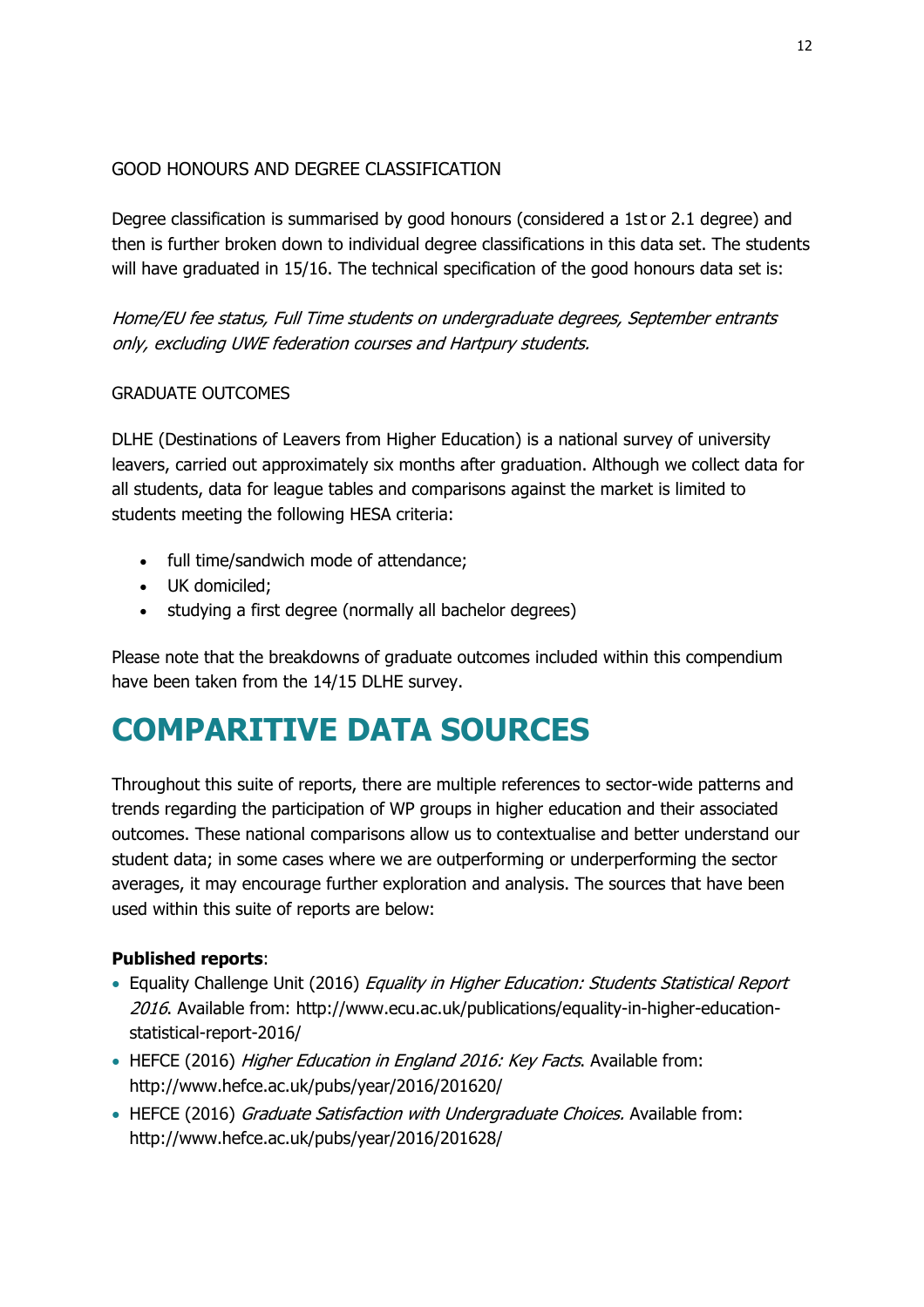GOOD HONOURS AND DEGREE CLASSIFICATION

Degree classification is summarised by good honours (considered a 1st or 2.1 degree) and then is further broken down to individual degree classifications in this data set. The students will have graduated in 15/16. The technical specification of the good honours data set is:

*Home/EU fee status, Full Time students on undergraduate degrees, September entrants only, excluding UWE federation courses and Hartpury students.*

GRADUATE OUTCOMES

DLHE (Destinations of Leavers from Higher Education) is a national survey of university leavers, carried out approximately six months after graduation. Although we collect data for all students, data for league tables and comparisons against the market is limited to students meeting the following HESA criteria:

- full time/sandwich mode of attendance;
- UK domiciled;
- studying a first degree (normally all bachelor degrees)

Please note that the breakdowns of graduate outcomes included within this compendium have been taken from the 14/15 DLHE survey.

# COMPARITIVE DATA SOURCES

Throughout this suite of reports, there are multiple references to sector-wide patterns and trends regarding the participation of WP groups in higher education and their associated outcomes. These national comparisons allow us to contextualise and better understand our student data; in some cases where we are outperforming or underperforming the sector averages, it may encourage further exploration and analysis. The sources that have been used within this suite of reports are below:

**Published reports**:

- Equality Challenge Unit (2016) *Equality in Higher Education: Students Statistical Report 2016*. Available from: http://www.ecu.ac.uk/publications/equality-in-higher-education-statistical-report-2016/
- HEFCE (2016) *Higher Education in England 2016: Key Facts*. Available from: http://www.hefce.ac.uk/pubs/year/2016/201620/
- HEFCE (2016) *Graduate Satisfaction with Undergraduate Choices.* Available from: http://www.hefce.ac.uk/pubs/year/2016/201628/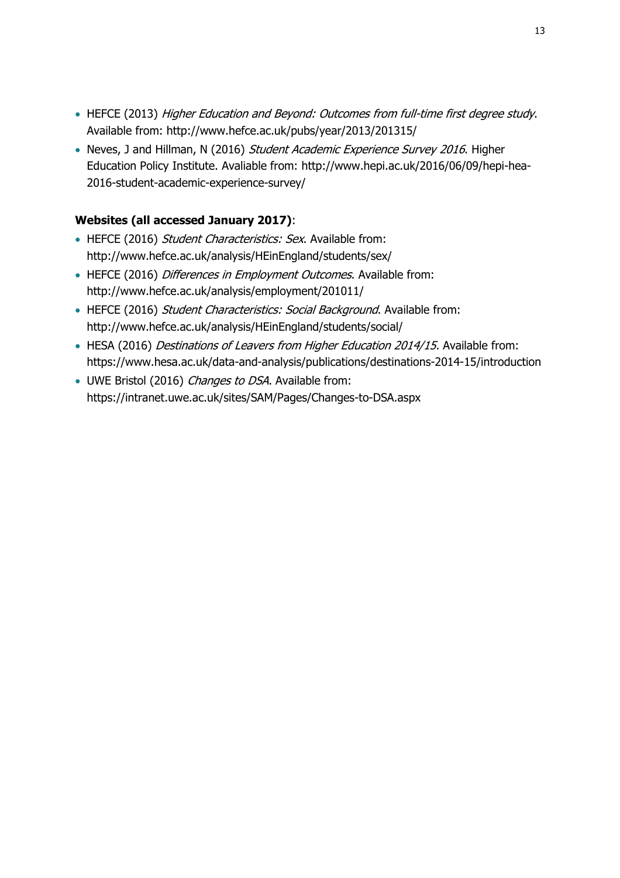- HEFCE (2013) *Higher Education and Beyond: Outcomes from full-time first degree study*. Available from: http://www.hefce.ac.uk/pubs/year/2013/201315/
- Neves, J and Hillman, N (2016) *Student Academic Experience Survey 2016*. Higher Education Policy Institute. Avaliable from: http://www.hepi.ac.uk/2016/06/09/hepi-hea-2016-student-academic-experience-survey/

**Websites (all accessed January 2017)**:

- HEFCE (2016) *Student Characteristics: Sex*. Available from: http://www.hefce.ac.uk/analysis/HEinEngland/students/sex/
- HEFCE (2016) *Differences in Employment Outcomes*. Available from: http://www.hefce.ac.uk/analysis/employment/201011/
- HEFCE (2016) *Student Characteristics: Social Background*. Available from: http://www.hefce.ac.uk/analysis/HEinEngland/students/social/
- HESA (2016) *Destinations of Leavers from Higher Education 2014/15.* Available from: https://www.hesa.ac.uk/data-and-analysis/publications/destinations-2014-15/introduction
- UWE Bristol (2016) *Changes to DSA*. Available from: https://intranet.uwe.ac.uk/sites/SAM/Pages/Changes-to-DSA.aspx